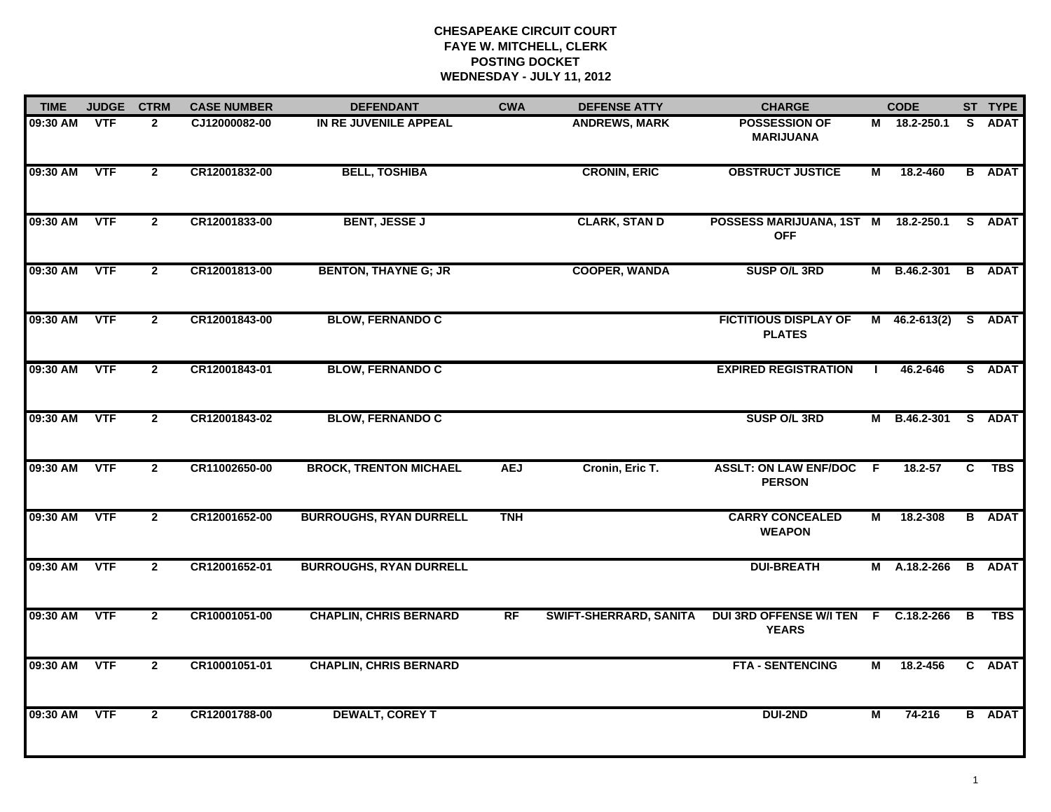# CHESAPEAKE CIRCUIT COURT
## FAYE W. MITCHELL, CLERK
## POSTING DOCKET
## WEDNESDAY - JULY 11, 2012

| TIME | JUDGE | CTRM | CASE NUMBER | DEFENDANT | CWA | DEFENSE ATTY | CHARGE | | CODE | ST | TYPE |
|---|---|---|---|---|---|---|---|---|---|---|---|
| 09:30 AM | VTF | 2 | CJ12000082-00 | IN RE JUVENILE APPEAL | | ANDREWS, MARK | POSSESSION OF MARIJUANA | M | 18.2-250.1 | S | ADAT |
| 09:30 AM | VTF | 2 | CR12001832-00 | BELL, TOSHIBA | | CRONIN, ERIC | OBSTRUCT JUSTICE | M | 18.2-460 | B | ADAT |
| 09:30 AM | VTF | 2 | CR12001833-00 | BENT, JESSE J | | CLARK, STAN D | POSSESS MARIJUANA, 1ST OFF | M | 18.2-250.1 | S | ADAT |
| 09:30 AM | VTF | 2 | CR12001813-00 | BENTON, THAYNE G; JR | | COOPER, WANDA | SUSP O/L 3RD | M | B.46.2-301 | B | ADAT |
| 09:30 AM | VTF | 2 | CR12001843-00 | BLOW, FERNANDO C | | | FICTITIOUS DISPLAY OF PLATES | M | 46.2-613(2) | S | ADAT |
| 09:30 AM | VTF | 2 | CR12001843-01 | BLOW, FERNANDO C | | | EXPIRED REGISTRATION | I | 46.2-646 | S | ADAT |
| 09:30 AM | VTF | 2 | CR12001843-02 | BLOW, FERNANDO C | | | SUSP O/L 3RD | M | B.46.2-301 | S | ADAT |
| 09:30 AM | VTF | 2 | CR11002650-00 | BROCK, TRENTON MICHAEL | AEJ | Cronin, Eric T. | ASSLT: ON LAW ENF/DOC PERSON | F | 18.2-57 | C | TBS |
| 09:30 AM | VTF | 2 | CR12001652-00 | BURROUGHS, RYAN DURRELL | TNH | | CARRY CONCEALED WEAPON | M | 18.2-308 | B | ADAT |
| 09:30 AM | VTF | 2 | CR12001652-01 | BURROUGHS, RYAN DURRELL | | | DUI-BREATH | M | A.18.2-266 | B | ADAT |
| 09:30 AM | VTF | 2 | CR10001051-00 | CHAPLIN, CHRIS BERNARD | RF | SWIFT-SHERRARD, SANITA | DUI 3RD OFFENSE W/I TEN YEARS | F | C.18.2-266 | B | TBS |
| 09:30 AM | VTF | 2 | CR10001051-01 | CHAPLIN, CHRIS BERNARD | | | FTA - SENTENCING | M | 18.2-456 | C | ADAT |
| 09:30 AM | VTF | 2 | CR12001788-00 | DEWALT, COREY T | | | DUI-2ND | M | 74-216 | B | ADAT |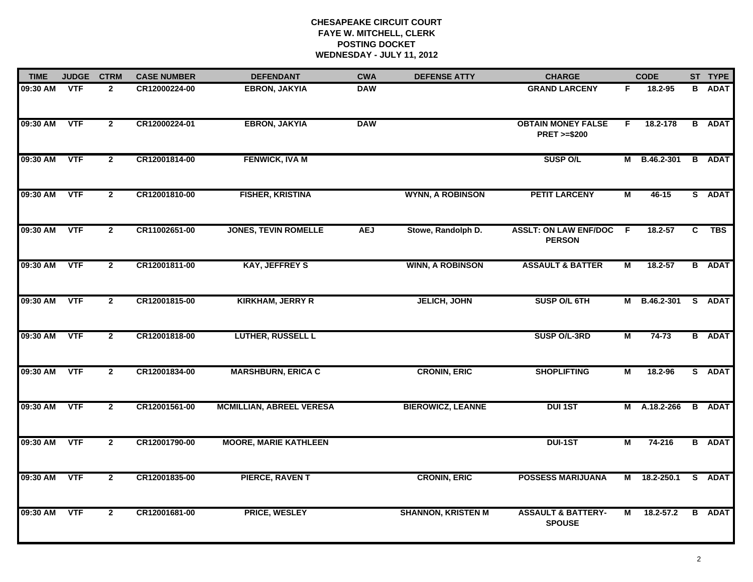**CHESAPEAKE CIRCUIT COURT**
**FAYE W. MITCHELL, CLERK**
**POSTING DOCKET**
**WEDNESDAY - JULY 11, 2012**

| TIME | JUDGE | CTRM | CASE NUMBER | DEFENDANT | CWA | DEFENSE ATTY | CHARGE | | CODE | ST | TYPE |
|---|---|---|---|---|---|---|---|---|---|---|---|
| 09:30 AM | VTF | 2 | CR12000224-00 | EBRON, JAKYIA | DAW | | GRAND LARCENY | F | 18.2-95 | B | ADAT |
| 09:30 AM | VTF | 2 | CR12000224-01 | EBRON, JAKYIA | DAW | | OBTAIN MONEY FALSE PRET >=$200 | F | 18.2-178 | B | ADAT |
| 09:30 AM | VTF | 2 | CR12001814-00 | FENWICK, IVA M | | | SUSP O/L | M | B.46.2-301 | B | ADAT |
| 09:30 AM | VTF | 2 | CR12001810-00 | FISHER, KRISTINA | | WYNN, A ROBINSON | PETIT LARCENY | M | 46-15 | S | ADAT |
| 09:30 AM | VTF | 2 | CR11002651-00 | JONES, TEVIN ROMELLE | AEJ | Stowe, Randolph D. | ASSLT: ON LAW ENF/DOC PERSON | F | 18.2-57 | C | TBS |
| 09:30 AM | VTF | 2 | CR12001811-00 | KAY, JEFFREY S | | WINN, A ROBINSON | ASSAULT & BATTER | M | 18.2-57 | B | ADAT |
| 09:30 AM | VTF | 2 | CR12001815-00 | KIRKHAM, JERRY R | | JELICH, JOHN | SUSP O/L 6TH | M | B.46.2-301 | S | ADAT |
| 09:30 AM | VTF | 2 | CR12001818-00 | LUTHER, RUSSELL L | | | SUSP O/L-3RD | M | 74-73 | B | ADAT |
| 09:30 AM | VTF | 2 | CR12001834-00 | MARSHBURN, ERICA C | | CRONIN, ERIC | SHOPLIFTING | M | 18.2-96 | S | ADAT |
| 09:30 AM | VTF | 2 | CR12001561-00 | MCMILLIAN, ABREEL VERESA | | BIEROWICZ, LEANNE | DUI 1ST | M | A.18.2-266 | B | ADAT |
| 09:30 AM | VTF | 2 | CR12001790-00 | MOORE, MARIE KATHLEEN | | | DUI-1ST | M | 74-216 | B | ADAT |
| 09:30 AM | VTF | 2 | CR12001835-00 | PIERCE, RAVEN T | | CRONIN, ERIC | POSSESS MARIJUANA | M | 18.2-250.1 | S | ADAT |
| 09:30 AM | VTF | 2 | CR12001681-00 | PRICE, WESLEY | | SHANNON, KRISTEN M | ASSAULT & BATTERY-SPOUSE | M | 18.2-57.2 | B | ADAT |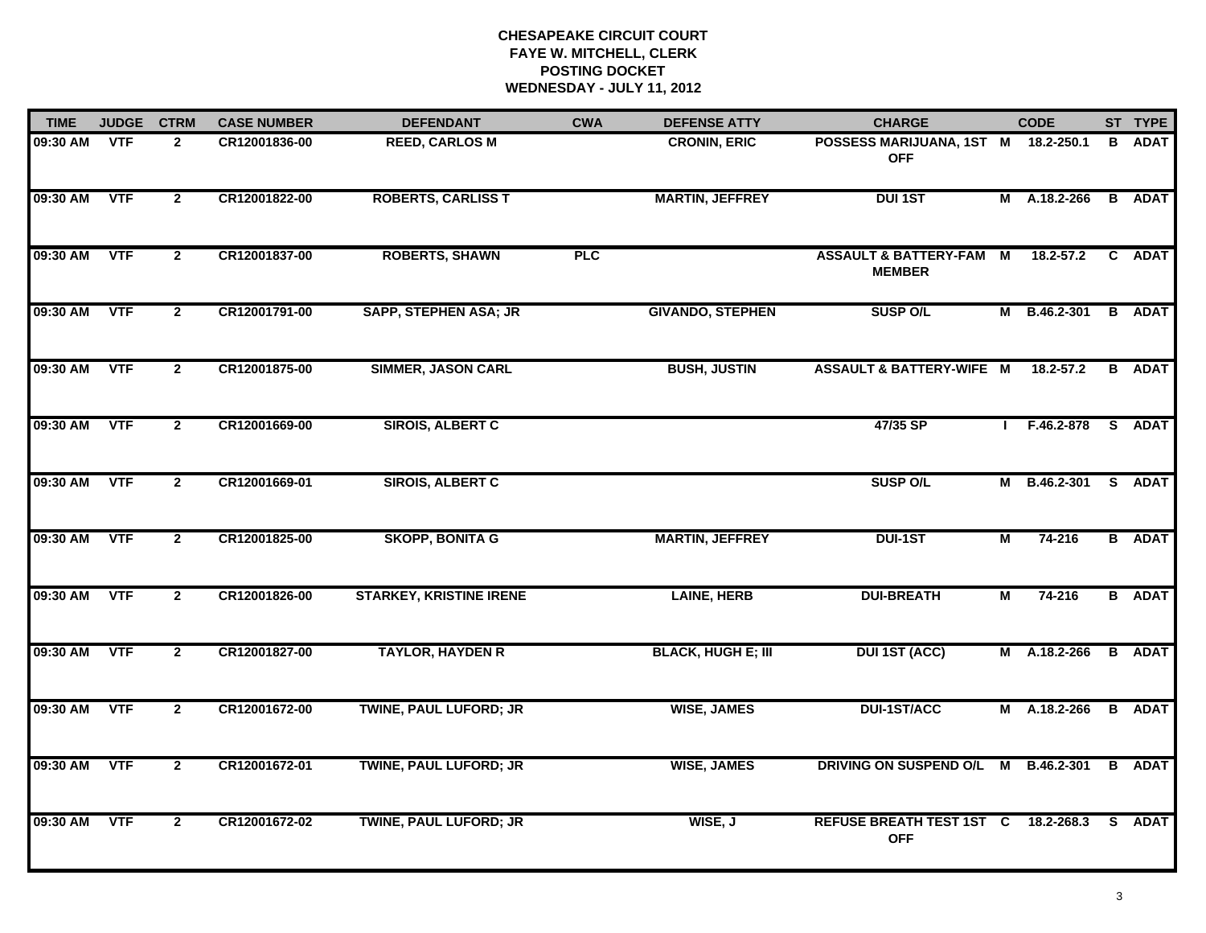**CHESAPEAKE CIRCUIT COURT**
**FAYE W. MITCHELL, CLERK**
**POSTING DOCKET**
**WEDNESDAY - JULY 11, 2012**

| TIME | JUDGE | CTRM | CASE NUMBER | DEFENDANT | CWA | DEFENSE ATTY | CHARGE | | CODE | ST | TYPE |
|---|---|---|---|---|---|---|---|---|---|---|---|
| 09:30 AM | VTF | 2 | CR12001836-00 | REED, CARLOS M | | CRONIN, ERIC | POSSESS MARIJUANA, 1ST OFF | M | 18.2-250.1 | B | ADAT |
| 09:30 AM | VTF | 2 | CR12001822-00 | ROBERTS, CARLISS T | | MARTIN, JEFFREY | DUI 1ST | M | A.18.2-266 | B | ADAT |
| 09:30 AM | VTF | 2 | CR12001837-00 | ROBERTS, SHAWN | PLC | | ASSAULT & BATTERY-FAM MEMBER | M | 18.2-57.2 | C | ADAT |
| 09:30 AM | VTF | 2 | CR12001791-00 | SAPP, STEPHEN ASA; JR | | GIVANDO, STEPHEN | SUSP O/L | M | B.46.2-301 | B | ADAT |
| 09:30 AM | VTF | 2 | CR12001875-00 | SIMMER, JASON CARL | | BUSH, JUSTIN | ASSAULT & BATTERY-WIFE | M | 18.2-57.2 | B | ADAT |
| 09:30 AM | VTF | 2 | CR12001669-00 | SIROIS, ALBERT C | | | 47/35 SP | I | F.46.2-878 | S | ADAT |
| 09:30 AM | VTF | 2 | CR12001669-01 | SIROIS, ALBERT C | | | SUSP O/L | M | B.46.2-301 | S | ADAT |
| 09:30 AM | VTF | 2 | CR12001825-00 | SKOPP, BONITA G | | MARTIN, JEFFREY | DUI-1ST | M | 74-216 | B | ADAT |
| 09:30 AM | VTF | 2 | CR12001826-00 | STARKEY, KRISTINE IRENE | | LAINE, HERB | DUI-BREATH | M | 74-216 | B | ADAT |
| 09:30 AM | VTF | 2 | CR12001827-00 | TAYLOR, HAYDEN R | | BLACK, HUGH E; III | DUI 1ST (ACC) | M | A.18.2-266 | B | ADAT |
| 09:30 AM | VTF | 2 | CR12001672-00 | TWINE, PAUL LUFORD; JR | | WISE, JAMES | DUI-1ST/ACC | M | A.18.2-266 | B | ADAT |
| 09:30 AM | VTF | 2 | CR12001672-01 | TWINE, PAUL LUFORD; JR | | WISE, JAMES | DRIVING ON SUSPEND O/L | M | B.46.2-301 | B | ADAT |
| 09:30 AM | VTF | 2 | CR12001672-02 | TWINE, PAUL LUFORD; JR | | WISE, J | REFUSE BREATH TEST 1ST OFF | C | 18.2-268.3 | S | ADAT |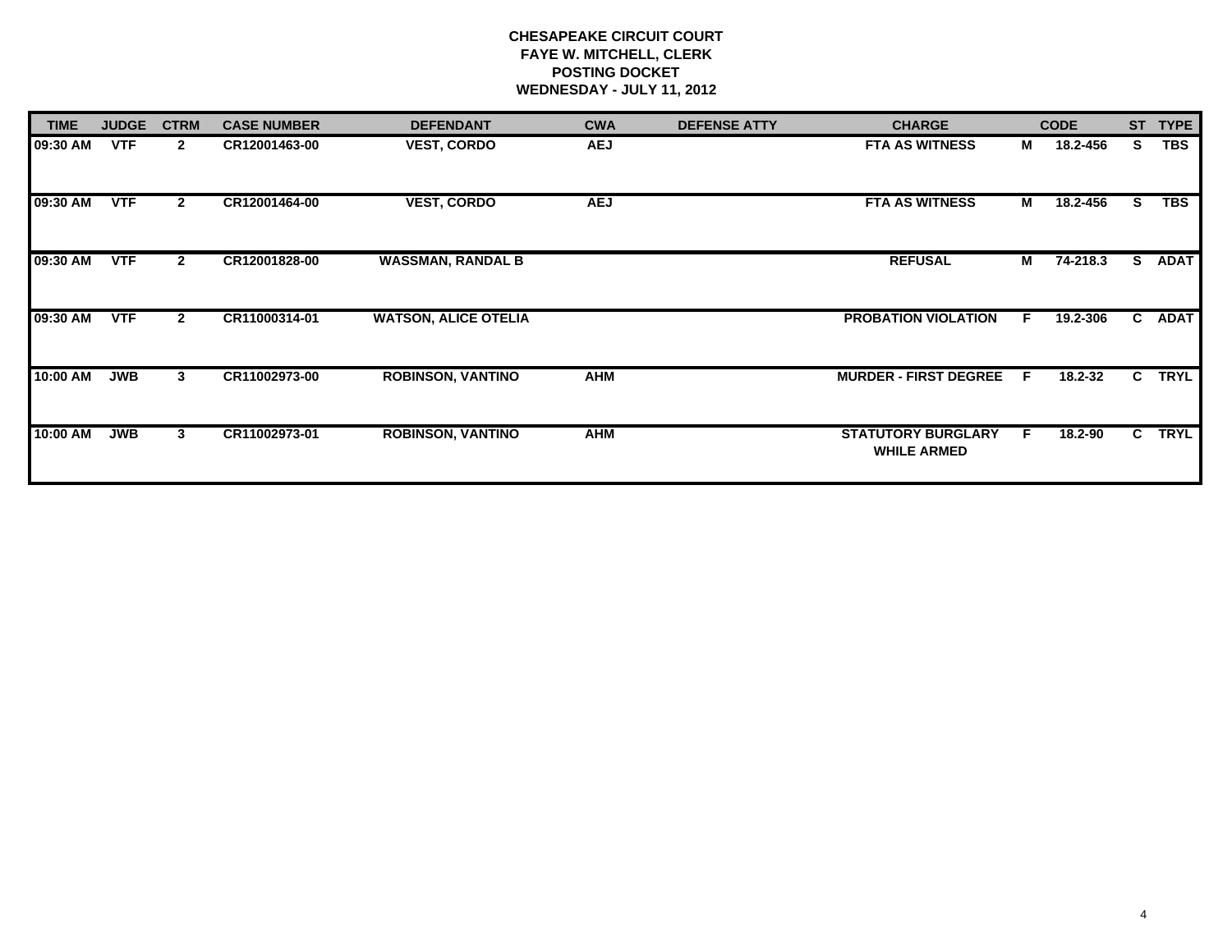**CHESAPEAKE CIRCUIT COURT**
**FAYE W. MITCHELL, CLERK**
**POSTING DOCKET**
**WEDNESDAY - JULY 11, 2012**

| TIME | JUDGE | CTRM | CASE NUMBER | DEFENDANT | CWA | DEFENSE ATTY | CHARGE | | CODE | ST | TYPE |
|---|---|---|---|---|---|---|---|---|---|---|---|
| 09:30 AM | VTF | 2 | CR12001463-00 | VEST, CORDO | AEJ | | FTA AS WITNESS | M | 18.2-456 | S | TBS |
| 09:30 AM | VTF | 2 | CR12001464-00 | VEST, CORDO | AEJ | | FTA AS WITNESS | M | 18.2-456 | S | TBS |
| 09:30 AM | VTF | 2 | CR12001828-00 | WASSMAN, RANDAL B | | | REFUSAL | M | 74-218.3 | S | ADAT |
| 09:30 AM | VTF | 2 | CR11000314-01 | WATSON, ALICE OTELIA | | | PROBATION VIOLATION | F | 19.2-306 | C | ADAT |
| 10:00 AM | JWB | 3 | CR11002973-00 | ROBINSON, VANTINO | AHM | | MURDER - FIRST DEGREE | F | 18.2-32 | C | TRYL |
| 10:00 AM | JWB | 3 | CR11002973-01 | ROBINSON, VANTINO | AHM | | STATUTORY BURGLARY WHILE ARMED | F | 18.2-90 | C | TRYL |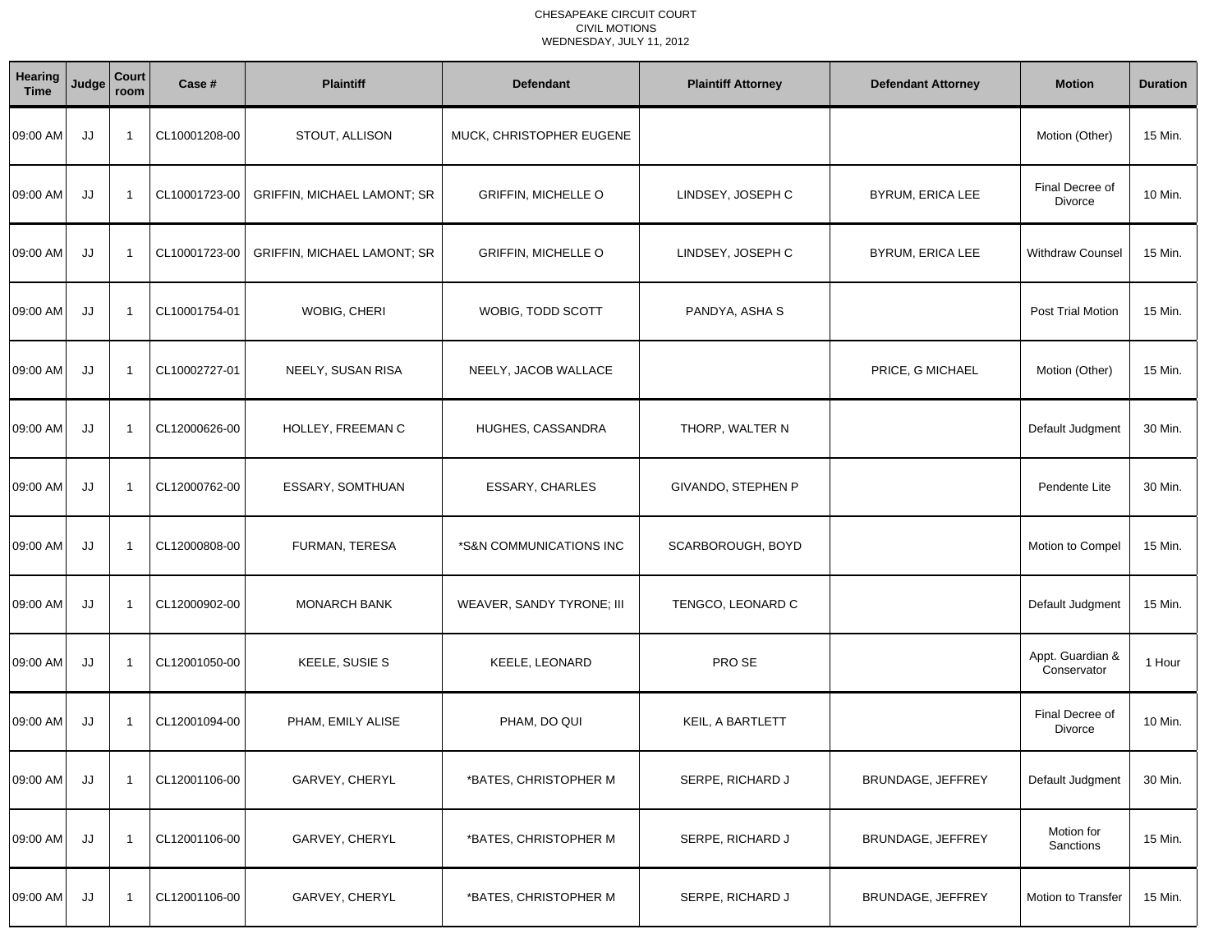CHESAPEAKE CIRCUIT COURT
CIVIL MOTIONS
WEDNESDAY, JULY 11, 2012

| Hearing Time | Judge | Court room | Case # | Plaintiff | Defendant | Plaintiff Attorney | Defendant Attorney | Motion | Duration |
|---|---|---|---|---|---|---|---|---|---|
| 09:00 AM | JJ | 1 | CL10001208-00 | STOUT, ALLISON | MUCK, CHRISTOPHER EUGENE | | | Motion (Other) | 15 Min. |
| 09:00 AM | JJ | 1 | CL10001723-00 | GRIFFIN, MICHAEL LAMONT; SR | GRIFFIN, MICHELLE O | LINDSEY, JOSEPH C | BYRUM, ERICA LEE | Final Decree of Divorce | 10 Min. |
| 09:00 AM | JJ | 1 | CL10001723-00 | GRIFFIN, MICHAEL LAMONT; SR | GRIFFIN, MICHELLE O | LINDSEY, JOSEPH C | BYRUM, ERICA LEE | Withdraw Counsel | 15 Min. |
| 09:00 AM | JJ | 1 | CL10001754-01 | WOBIG, CHERI | WOBIG, TODD SCOTT | PANDYA, ASHA S | | Post Trial Motion | 15 Min. |
| 09:00 AM | JJ | 1 | CL10002727-01 | NEELY, SUSAN RISA | NEELY, JACOB WALLACE | | PRICE, G MICHAEL | Motion (Other) | 15 Min. |
| 09:00 AM | JJ | 1 | CL12000626-00 | HOLLEY, FREEMAN C | HUGHES, CASSANDRA | THORP, WALTER N | | Default Judgment | 30 Min. |
| 09:00 AM | JJ | 1 | CL12000762-00 | ESSARY, SOMTHUAN | ESSARY, CHARLES | GIVANDO, STEPHEN P | | Pendente Lite | 30 Min. |
| 09:00 AM | JJ | 1 | CL12000808-00 | FURMAN, TERESA | *S&N COMMUNICATIONS INC | SCARBOROUGH, BOYD | | Motion to Compel | 15 Min. |
| 09:00 AM | JJ | 1 | CL12000902-00 | MONARCH BANK | WEAVER, SANDY TYRONE; III | TENGCO, LEONARD C | | Default Judgment | 15 Min. |
| 09:00 AM | JJ | 1 | CL12001050-00 | KEELE, SUSIE S | KEELE, LEONARD | PRO SE | | Appt. Guardian & Conservator | 1 Hour |
| 09:00 AM | JJ | 1 | CL12001094-00 | PHAM, EMILY ALISE | PHAM, DO QUI | KEIL, A BARTLETT | | Final Decree of Divorce | 10 Min. |
| 09:00 AM | JJ | 1 | CL12001106-00 | GARVEY, CHERYL | *BATES, CHRISTOPHER M | SERPE, RICHARD J | BRUNDAGE, JEFFREY | Default Judgment | 30 Min. |
| 09:00 AM | JJ | 1 | CL12001106-00 | GARVEY, CHERYL | *BATES, CHRISTOPHER M | SERPE, RICHARD J | BRUNDAGE, JEFFREY | Motion for Sanctions | 15 Min. |
| 09:00 AM | JJ | 1 | CL12001106-00 | GARVEY, CHERYL | *BATES, CHRISTOPHER M | SERPE, RICHARD J | BRUNDAGE, JEFFREY | Motion to Transfer | 15 Min. |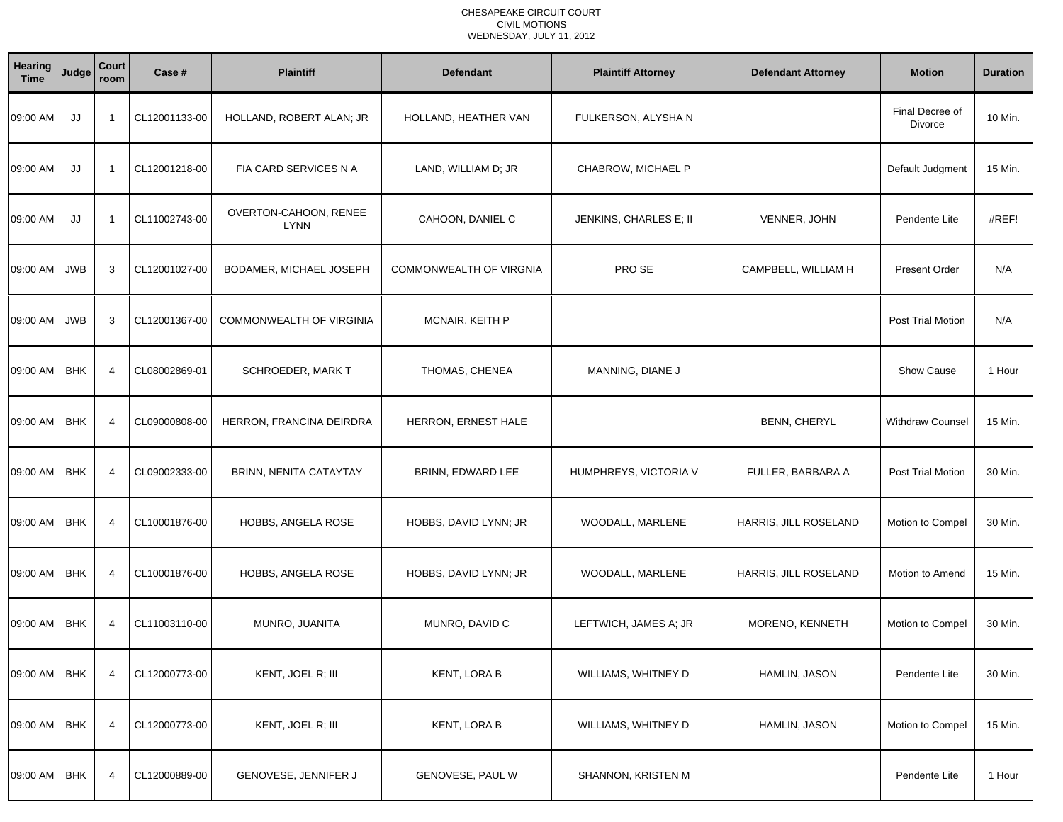CHESAPEAKE CIRCUIT COURT
CIVIL MOTIONS
WEDNESDAY, JULY 11, 2012

| Hearing Time | Judge | Court room | Case # | Plaintiff | Defendant | Plaintiff Attorney | Defendant Attorney | Motion | Duration |
|---|---|---|---|---|---|---|---|---|---|
| 09:00 AM | JJ | 1 | CL12001133-00 | HOLLAND, ROBERT ALAN; JR | HOLLAND, HEATHER VAN | FULKERSON, ALYSHA N | | Final Decree of Divorce | 10 Min. |
| 09:00 AM | JJ | 1 | CL12001218-00 | FIA CARD SERVICES N A | LAND, WILLIAM D; JR | CHABROW, MICHAEL P | | Default Judgment | 15 Min. |
| 09:00 AM | JJ | 1 | CL11002743-00 | OVERTON-CAHOON, RENEE LYNN | CAHOON, DANIEL C | JENKINS, CHARLES E; II | VENNER, JOHN | Pendente Lite | #REF! |
| 09:00 AM | JWB | 3 | CL12001027-00 | BODAMER, MICHAEL JOSEPH | COMMONWEALTH OF VIRGNIA | PRO SE | CAMPBELL, WILLIAM H | Present Order | N/A |
| 09:00 AM | JWB | 3 | CL12001367-00 | COMMONWEALTH OF VIRGINIA | MCNAIR, KEITH P | | | Post Trial Motion | N/A |
| 09:00 AM | BHK | 4 | CL08002869-01 | SCHROEDER, MARK T | THOMAS, CHENEA | MANNING, DIANE J | | Show Cause | 1 Hour |
| 09:00 AM | BHK | 4 | CL09000808-00 | HERRON, FRANCINA DEIRDRA | HERRON, ERNEST HALE | | BENN, CHERYL | Withdraw Counsel | 15 Min. |
| 09:00 AM | BHK | 4 | CL09002333-00 | BRINN, NENITA CATAYTAY | BRINN, EDWARD LEE | HUMPHREYS, VICTORIA V | FULLER, BARBARA A | Post Trial Motion | 30 Min. |
| 09:00 AM | BHK | 4 | CL10001876-00 | HOBBS, ANGELA ROSE | HOBBS, DAVID LYNN; JR | WOODALL, MARLENE | HARRIS, JILL ROSELAND | Motion to Compel | 30 Min. |
| 09:00 AM | BHK | 4 | CL10001876-00 | HOBBS, ANGELA ROSE | HOBBS, DAVID LYNN; JR | WOODALL, MARLENE | HARRIS, JILL ROSELAND | Motion to Amend | 15 Min. |
| 09:00 AM | BHK | 4 | CL11003110-00 | MUNRO, JUANITA | MUNRO, DAVID C | LEFTWICH, JAMES A; JR | MORENO, KENNETH | Motion to Compel | 30 Min. |
| 09:00 AM | BHK | 4 | CL12000773-00 | KENT, JOEL R; III | KENT, LORA B | WILLIAMS, WHITNEY D | HAMLIN, JASON | Pendente Lite | 30 Min. |
| 09:00 AM | BHK | 4 | CL12000773-00 | KENT, JOEL R; III | KENT, LORA B | WILLIAMS, WHITNEY D | HAMLIN, JASON | Motion to Compel | 15 Min. |
| 09:00 AM | BHK | 4 | CL12000889-00 | GENOVESE, JENNIFER J | GENOVESE, PAUL W | SHANNON, KRISTEN M | | Pendente Lite | 1 Hour |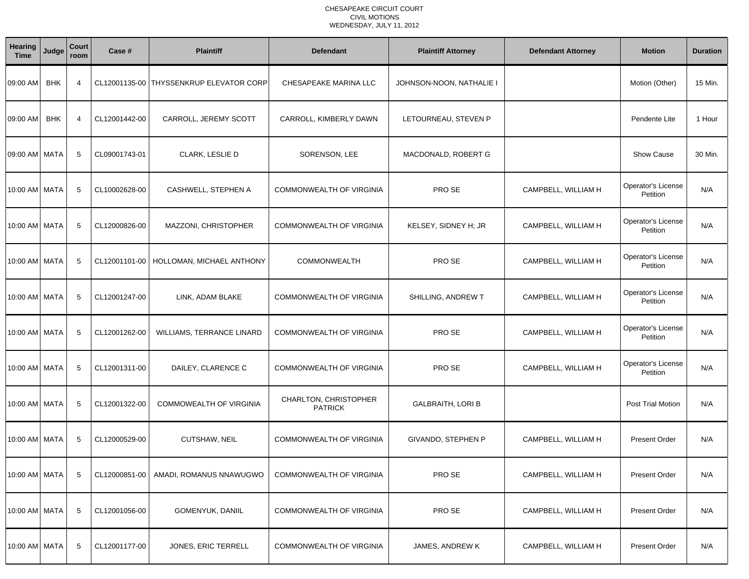CHESAPEAKE CIRCUIT COURT
CIVIL MOTIONS
WEDNESDAY, JULY 11, 2012

| Hearing Time | Judge | Court room | Case # | Plaintiff | Defendant | Plaintiff Attorney | Defendant Attorney | Motion | Duration |
|---|---|---|---|---|---|---|---|---|---|
| 09:00 AM | BHK | 4 | CL12001135-00 | THYSSENKRUP ELEVATOR CORP | CHESAPEAKE MARINA LLC | JOHNSON-NOON, NATHALIE I | | Motion (Other) | 15 Min. |
| 09:00 AM | BHK | 4 | CL12001442-00 | CARROLL, JEREMY SCOTT | CARROLL, KIMBERLY DAWN | LETOURNEAU, STEVEN P | | Pendente Lite | 1 Hour |
| 09:00 AM | MATA | 5 | CL09001743-01 | CLARK, LESLIE D | SORENSON, LEE | MACDONALD, ROBERT G | | Show Cause | 30 Min. |
| 10:00 AM | MATA | 5 | CL10002628-00 | CASHWELL, STEPHEN A | COMMONWEALTH OF VIRGINIA | PRO SE | CAMPBELL, WILLIAM H | Operator's License Petition | N/A |
| 10:00 AM | MATA | 5 | CL12000826-00 | MAZZONI, CHRISTOPHER | COMMONWEALTH OF VIRGINIA | KELSEY, SIDNEY H; JR | CAMPBELL, WILLIAM H | Operator's License Petition | N/A |
| 10:00 AM | MATA | 5 | CL12001101-00 | HOLLOMAN, MICHAEL ANTHONY | COMMONWEALTH | PRO SE | CAMPBELL, WILLIAM H | Operator's License Petition | N/A |
| 10:00 AM | MATA | 5 | CL12001247-00 | LINK, ADAM BLAKE | COMMONWEALTH OF VIRGINIA | SHILLING, ANDREW T | CAMPBELL, WILLIAM H | Operator's License Petition | N/A |
| 10:00 AM | MATA | 5 | CL12001262-00 | WILLIAMS, TERRANCE LINARD | COMMONWEALTH OF VIRGINIA | PRO SE | CAMPBELL, WILLIAM H | Operator's License Petition | N/A |
| 10:00 AM | MATA | 5 | CL12001311-00 | DAILEY, CLARENCE C | COMMONWEALTH OF VIRGINIA | PRO SE | CAMPBELL, WILLIAM H | Operator's License Petition | N/A |
| 10:00 AM | MATA | 5 | CL12001322-00 | COMMOWEALTH OF VIRGINIA | CHARLTON, CHRISTOPHER PATRICK | GALBRAITH, LORI B | | Post Trial Motion | N/A |
| 10:00 AM | MATA | 5 | CL12000529-00 | CUTSHAW, NEIL | COMMONWEALTH OF VIRGINIA | GIVANDO, STEPHEN P | CAMPBELL, WILLIAM H | Present Order | N/A |
| 10:00 AM | MATA | 5 | CL12000851-00 | AMADI, ROMANUS NNAWUGWO | COMMONWEALTH OF VIRGINIA | PRO SE | CAMPBELL, WILLIAM H | Present Order | N/A |
| 10:00 AM | MATA | 5 | CL12001056-00 | GOMENYUK, DANIIL | COMMONWEALTH OF VIRGINIA | PRO SE | CAMPBELL, WILLIAM H | Present Order | N/A |
| 10:00 AM | MATA | 5 | CL12001177-00 | JONES, ERIC TERRELL | COMMONWEALTH OF VIRGINIA | JAMES, ANDREW K | CAMPBELL, WILLIAM H | Present Order | N/A |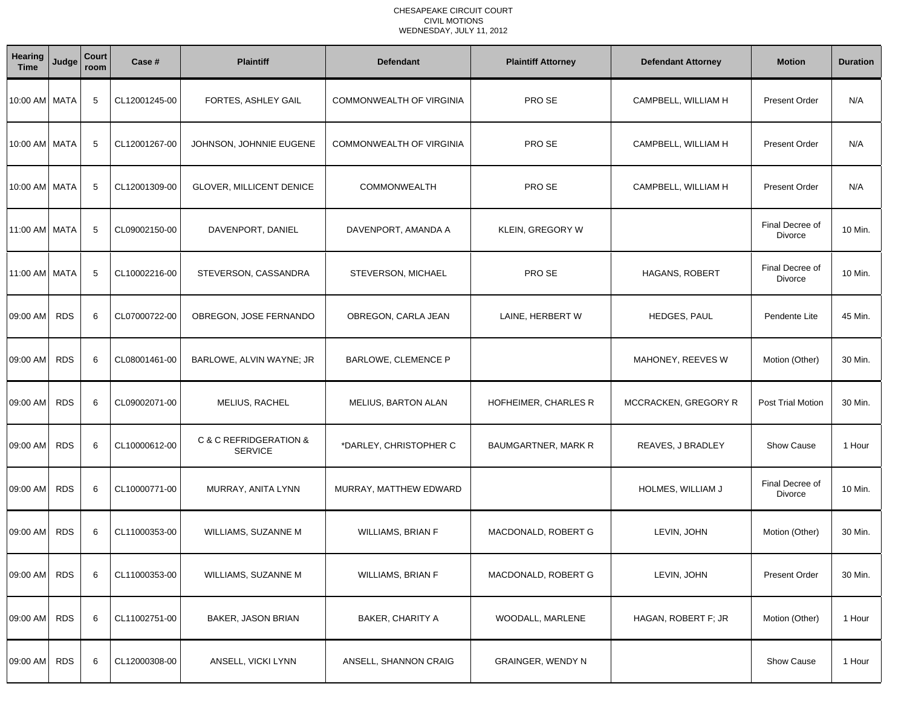CHESAPEAKE CIRCUIT COURT
CIVIL MOTIONS
WEDNESDAY, JULY 11, 2012

| Hearing Time | Judge | Court room | Case # | Plaintiff | Defendant | Plaintiff Attorney | Defendant Attorney | Motion | Duration |
|---|---|---|---|---|---|---|---|---|---|
| 10:00 AM | MATA | 5 | CL12001245-00 | FORTES, ASHLEY GAIL | COMMONWEALTH OF VIRGINIA | PRO SE | CAMPBELL, WILLIAM H | Present Order | N/A |
| 10:00 AM | MATA | 5 | CL12001267-00 | JOHNSON, JOHNNIE EUGENE | COMMONWEALTH OF VIRGINIA | PRO SE | CAMPBELL, WILLIAM H | Present Order | N/A |
| 10:00 AM | MATA | 5 | CL12001309-00 | GLOVER, MILLICENT DENICE | COMMONWEALTH | PRO SE | CAMPBELL, WILLIAM H | Present Order | N/A |
| 11:00 AM | MATA | 5 | CL09002150-00 | DAVENPORT, DANIEL | DAVENPORT, AMANDA A | KLEIN, GREGORY W | | Final Decree of Divorce | 10 Min. |
| 11:00 AM | MATA | 5 | CL10002216-00 | STEVERSON, CASSANDRA | STEVERSON, MICHAEL | PRO SE | HAGANS, ROBERT | Final Decree of Divorce | 10 Min. |
| 09:00 AM | RDS | 6 | CL07000722-00 | OBREGON, JOSE FERNANDO | OBREGON, CARLA JEAN | LAINE, HERBERT W | HEDGES, PAUL | Pendente Lite | 45 Min. |
| 09:00 AM | RDS | 6 | CL08001461-00 | BARLOWE, ALVIN WAYNE; JR | BARLOWE, CLEMENCE P | | MAHONEY, REEVES W | Motion (Other) | 30 Min. |
| 09:00 AM | RDS | 6 | CL09002071-00 | MELIUS, RACHEL | MELIUS, BARTON ALAN | HOFHEIMER, CHARLES R | MCCRACKEN, GREGORY R | Post Trial Motion | 30 Min. |
| 09:00 AM | RDS | 6 | CL10000612-00 | C & C REFRIDGERATION & SERVICE | *DARLEY, CHRISTOPHER C | BAUMGARTNER, MARK R | REAVES, J BRADLEY | Show Cause | 1 Hour |
| 09:00 AM | RDS | 6 | CL10000771-00 | MURRAY, ANITA LYNN | MURRAY, MATTHEW EDWARD | | HOLMES, WILLIAM J | Final Decree of Divorce | 10 Min. |
| 09:00 AM | RDS | 6 | CL11000353-00 | WILLIAMS, SUZANNE M | WILLIAMS, BRIAN F | MACDONALD, ROBERT G | LEVIN, JOHN | Motion (Other) | 30 Min. |
| 09:00 AM | RDS | 6 | CL11000353-00 | WILLIAMS, SUZANNE M | WILLIAMS, BRIAN F | MACDONALD, ROBERT G | LEVIN, JOHN | Present Order | 30 Min. |
| 09:00 AM | RDS | 6 | CL11002751-00 | BAKER, JASON BRIAN | BAKER, CHARITY A | WOODALL, MARLENE | HAGAN, ROBERT F; JR | Motion (Other) | 1 Hour |
| 09:00 AM | RDS | 6 | CL12000308-00 | ANSELL, VICKI LYNN | ANSELL, SHANNON CRAIG | GRAINGER, WENDY N | | Show Cause | 1 Hour |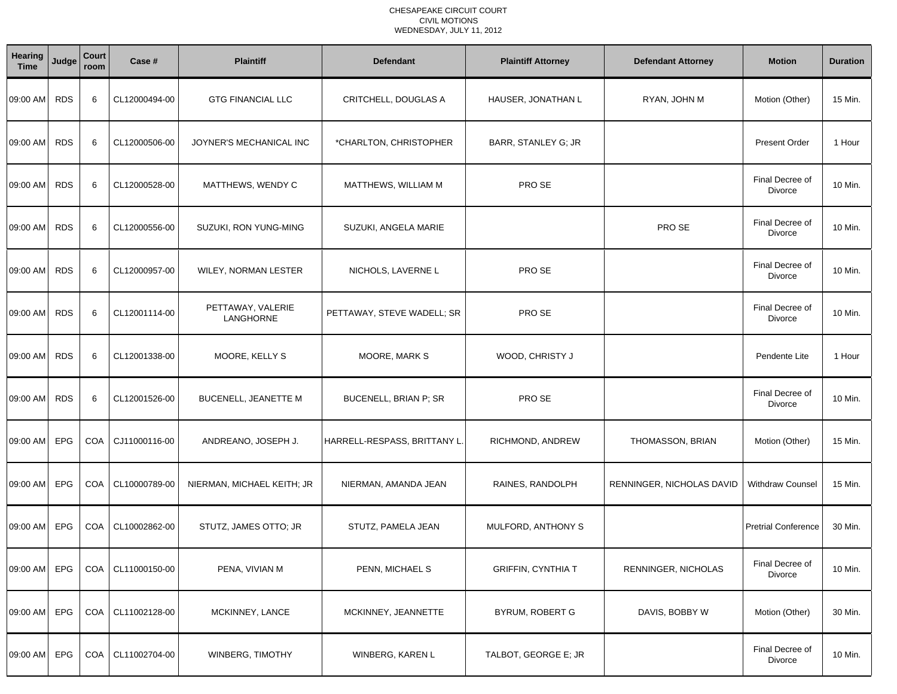CHESAPEAKE CIRCUIT COURT
CIVIL MOTIONS
WEDNESDAY, JULY 11, 2012

| Hearing Time | Judge | Court room | Case # | Plaintiff | Defendant | Plaintiff Attorney | Defendant Attorney | Motion | Duration |
|---|---|---|---|---|---|---|---|---|---|
| 09:00 AM | RDS | 6 | CL12000494-00 | GTG FINANCIAL LLC | CRITCHELL, DOUGLAS A | HAUSER, JONATHAN L | RYAN, JOHN M | Motion (Other) | 15 Min. |
| 09:00 AM | RDS | 6 | CL12000506-00 | JOYNER'S MECHANICAL INC | *CHARLTON, CHRISTOPHER | BARR, STANLEY G; JR | | Present Order | 1 Hour |
| 09:00 AM | RDS | 6 | CL12000528-00 | MATTHEWS, WENDY C | MATTHEWS, WILLIAM M | PRO SE | | Final Decree of Divorce | 10 Min. |
| 09:00 AM | RDS | 6 | CL12000556-00 | SUZUKI, RON YUNG-MING | SUZUKI, ANGELA MARIE | | PRO SE | Final Decree of Divorce | 10 Min. |
| 09:00 AM | RDS | 6 | CL12000957-00 | WILEY, NORMAN LESTER | NICHOLS, LAVERNE L | PRO SE | | Final Decree of Divorce | 10 Min. |
| 09:00 AM | RDS | 6 | CL12001114-00 | PETTAWAY, VALERIE LANGHORNE | PETTAWAY, STEVE WADELL; SR | PRO SE | | Final Decree of Divorce | 10 Min. |
| 09:00 AM | RDS | 6 | CL12001338-00 | MOORE, KELLY S | MOORE, MARK S | WOOD, CHRISTY J | | Pendente Lite | 1 Hour |
| 09:00 AM | RDS | 6 | CL12001526-00 | BUCENELL, JEANETTE M | BUCENELL, BRIAN P; SR | PRO SE | | Final Decree of Divorce | 10 Min. |
| 09:00 AM | EPG | COA | CJ11000116-00 | ANDREANO, JOSEPH J. | HARRELL-RESPASS, BRITTANY L. | RICHMOND, ANDREW | THOMASSON, BRIAN | Motion (Other) | 15 Min. |
| 09:00 AM | EPG | COA | CL10000789-00 | NIERMAN, MICHAEL KEITH; JR | NIERMAN, AMANDA JEAN | RAINES, RANDOLPH | RENNINGER, NICHOLAS DAVID | Withdraw Counsel | 15 Min. |
| 09:00 AM | EPG | COA | CL10002862-00 | STUTZ, JAMES OTTO; JR | STUTZ, PAMELA JEAN | MULFORD, ANTHONY S | | Pretrial Conference | 30 Min. |
| 09:00 AM | EPG | COA | CL11000150-00 | PENA, VIVIAN M | PENN, MICHAEL S | GRIFFIN, CYNTHIA T | RENNINGER, NICHOLAS | Final Decree of Divorce | 10 Min. |
| 09:00 AM | EPG | COA | CL11002128-00 | MCKINNEY, LANCE | MCKINNEY, JEANNETTE | BYRUM, ROBERT G | DAVIS, BOBBY W | Motion (Other) | 30 Min. |
| 09:00 AM | EPG | COA | CL11002704-00 | WINBERG, TIMOTHY | WINBERG, KAREN L | TALBOT, GEORGE E; JR | | Final Decree of Divorce | 10 Min. |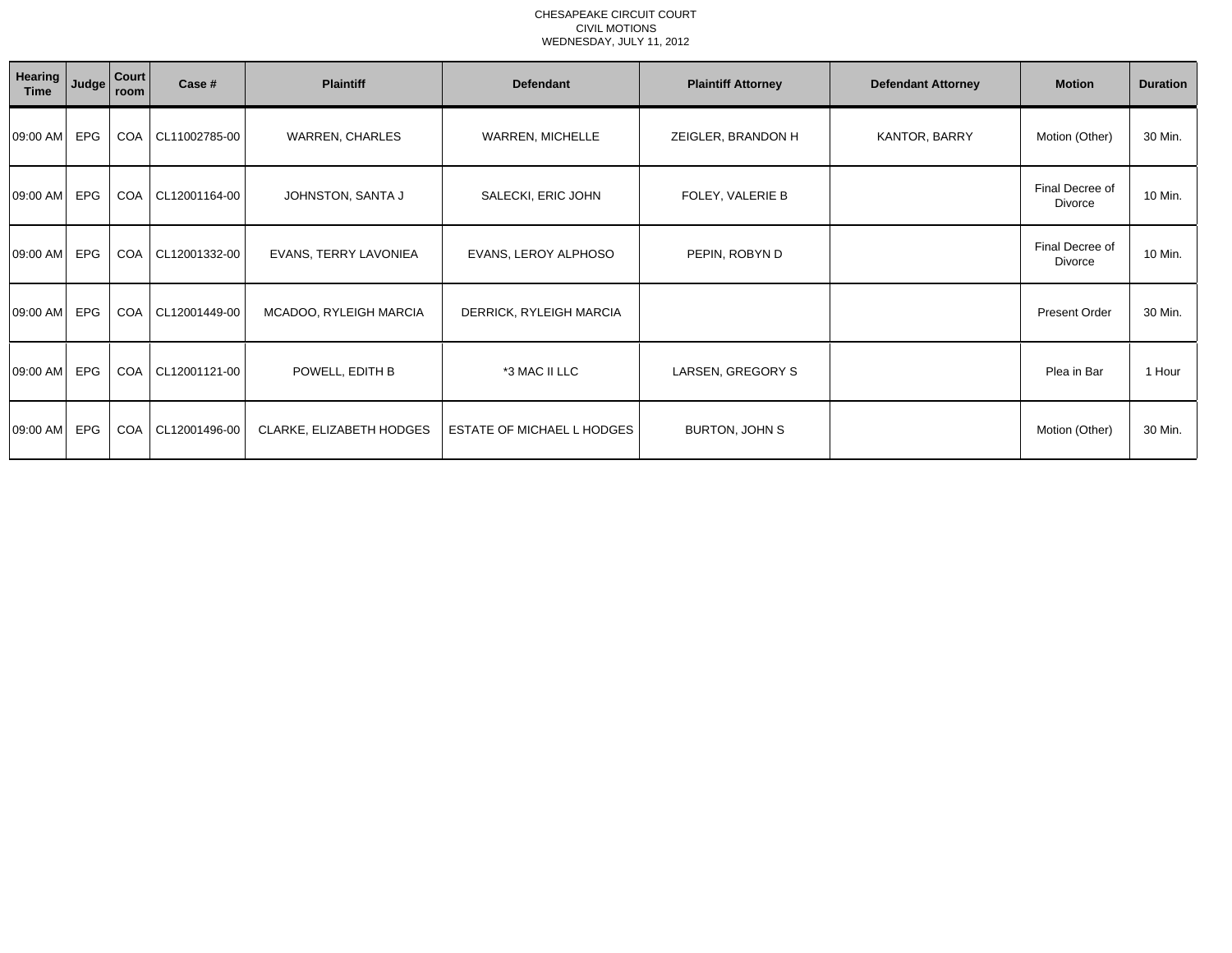CHESAPEAKE CIRCUIT COURT
CIVIL MOTIONS
WEDNESDAY, JULY 11, 2012

| Hearing Time | Judge | Court room | Case # | Plaintiff | Defendant | Plaintiff Attorney | Defendant Attorney | Motion | Duration |
|---|---|---|---|---|---|---|---|---|---|
| 09:00 AM | EPG | COA | CL11002785-00 | WARREN, CHARLES | WARREN, MICHELLE | ZEIGLER, BRANDON H | KANTOR, BARRY | Motion (Other) | 30 Min. |
| 09:00 AM | EPG | COA | CL12001164-00 | JOHNSTON, SANTA J | SALECKI, ERIC JOHN | FOLEY, VALERIE B | | Final Decree of Divorce | 10 Min. |
| 09:00 AM | EPG | COA | CL12001332-00 | EVANS, TERRY LAVONIEA | EVANS, LEROY ALPHOSO | PEPIN, ROBYN D | | Final Decree of Divorce | 10 Min. |
| 09:00 AM | EPG | COA | CL12001449-00 | MCADOO, RYLEIGH MARCIA | DERRICK, RYLEIGH MARCIA | | | Present Order | 30 Min. |
| 09:00 AM | EPG | COA | CL12001121-00 | POWELL, EDITH B | *3 MAC II LLC | LARSEN, GREGORY S | | Plea in Bar | 1 Hour |
| 09:00 AM | EPG | COA | CL12001496-00 | CLARKE, ELIZABETH HODGES | ESTATE OF MICHAEL L HODGES | BURTON, JOHN S | | Motion (Other) | 30 Min. |